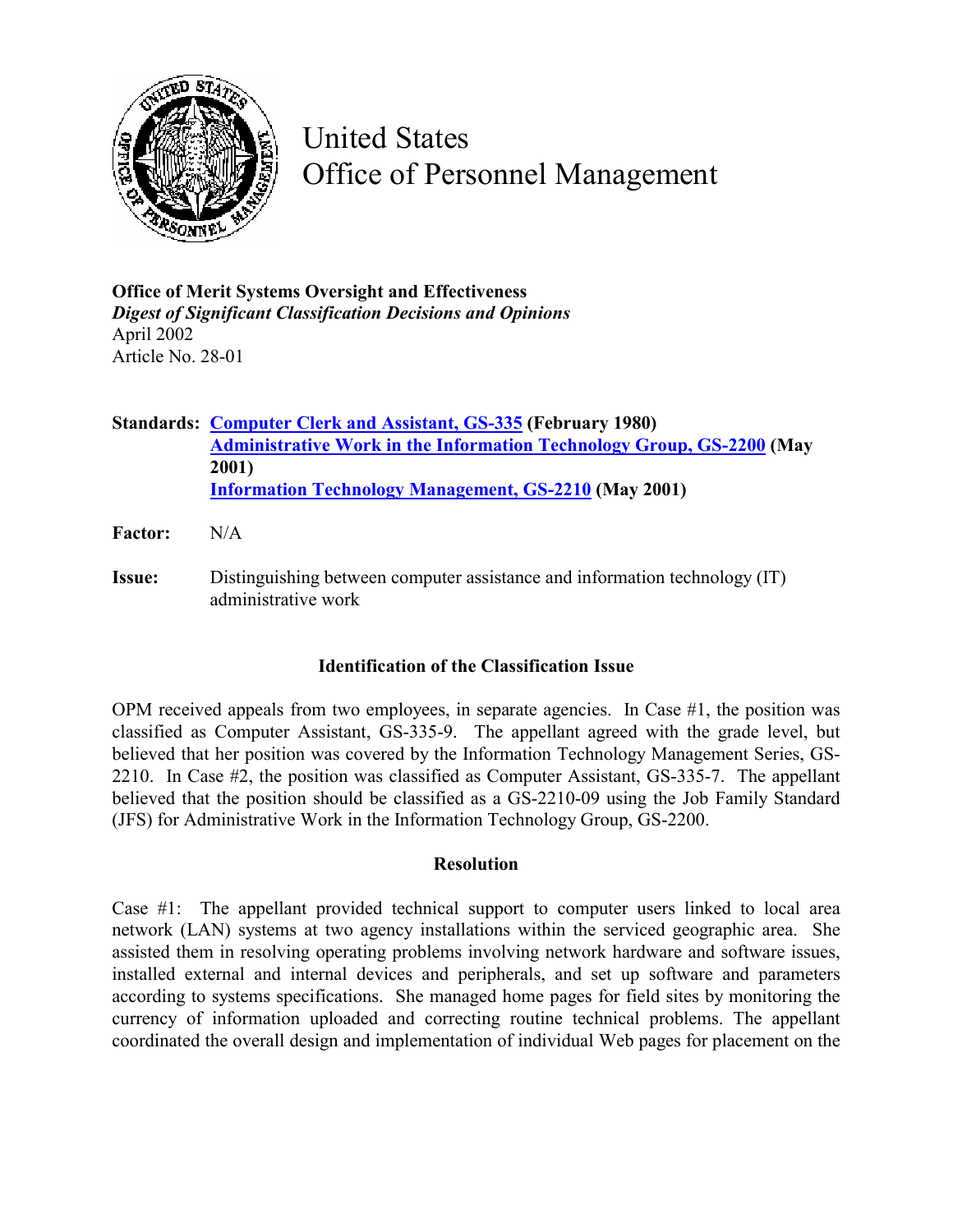United States
Office of Personnel Management

**Office of Merit Systems Oversight and Effectiveness**
***Digest of Significant Classification Decisions and Opinions***
April 2002
Article No. 28-01

**Standards:** **Computer Clerk and Assistant, GS-335 (February 1980)**
**Administrative Work in the Information Technology Group, GS-2200 (May 2001)**
**Information Technology Management, GS-2210 (May 2001)**

**Factor:** N/A

**Issue:** Distinguishing between computer assistance and information technology (IT) administrative work

## Identification of the Classification Issue

OPM received appeals from two employees, in separate agencies. In Case #1, the position was classified as Computer Assistant, GS-335-9. The appellant agreed with the grade level, but believed that her position was covered by the Information Technology Management Series, GS-2210. In Case #2, the position was classified as Computer Assistant, GS-335-7. The appellant believed that the position should be classified as a GS-2210-09 using the Job Family Standard (JFS) for Administrative Work in the Information Technology Group, GS-2200.

## Resolution

Case #1: The appellant provided technical support to computer users linked to local area network (LAN) systems at two agency installations within the serviced geographic area. She assisted them in resolving operating problems involving network hardware and software issues, installed external and internal devices and peripherals, and set up software and parameters according to systems specifications. She managed home pages for field sites by monitoring the currency of information uploaded and correcting routine technical problems. The appellant coordinated the overall design and implementation of individual Web pages for placement on the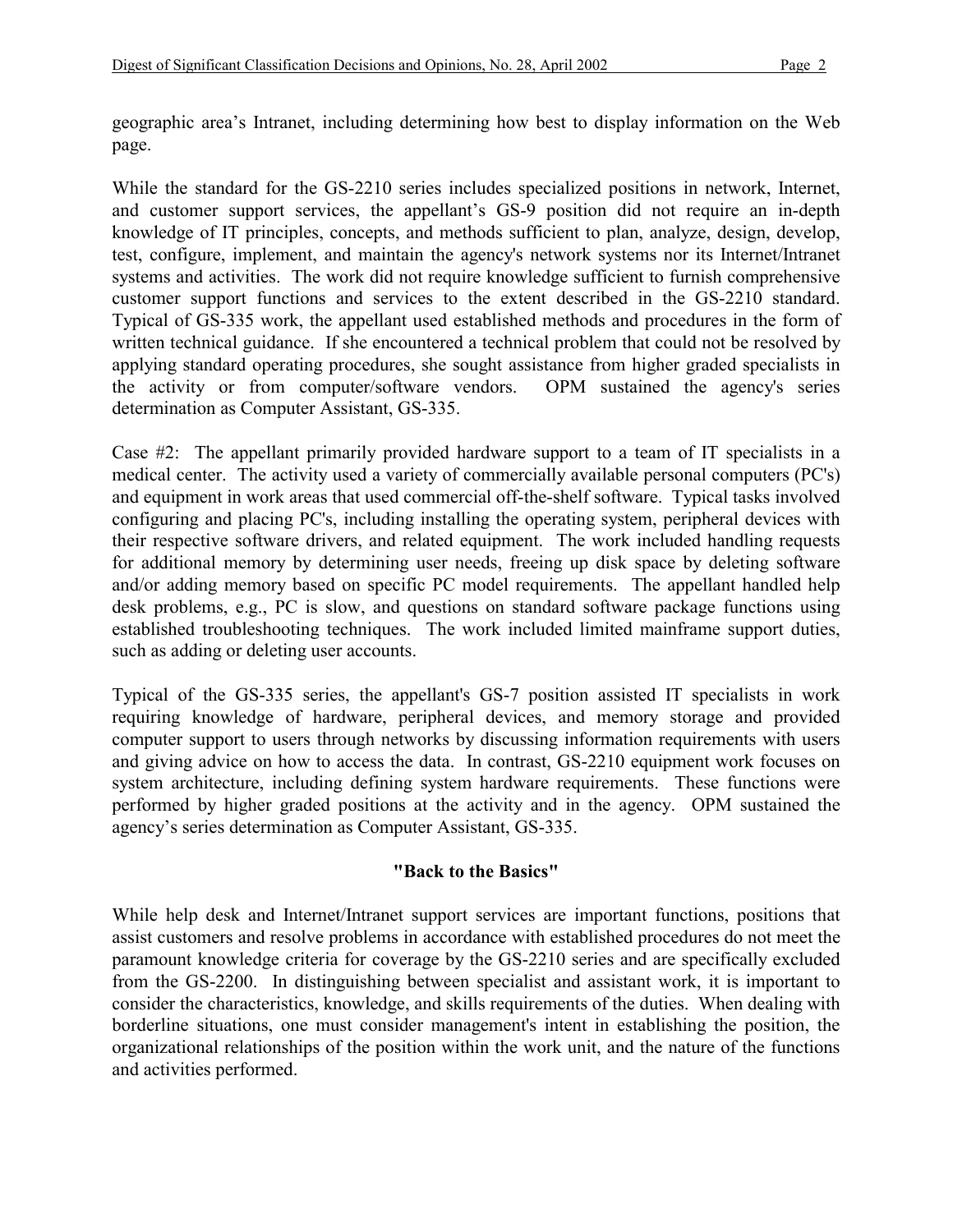geographic area's Intranet, including determining how best to display information on the Web page.

While the standard for the GS-2210 series includes specialized positions in network, Internet, and customer support services, the appellant's GS-9 position did not require an in-depth knowledge of IT principles, concepts, and methods sufficient to plan, analyze, design, develop, test, configure, implement, and maintain the agency's network systems nor its Internet/Intranet systems and activities. The work did not require knowledge sufficient to furnish comprehensive customer support functions and services to the extent described in the GS-2210 standard. Typical of GS-335 work, the appellant used established methods and procedures in the form of written technical guidance. If she encountered a technical problem that could not be resolved by applying standard operating procedures, she sought assistance from higher graded specialists in the activity or from computer/software vendors. OPM sustained the agency's series determination as Computer Assistant, GS-335.

Case #2: The appellant primarily provided hardware support to a team of IT specialists in a medical center. The activity used a variety of commercially available personal computers (PC's) and equipment in work areas that used commercial off-the-shelf software. Typical tasks involved configuring and placing PC's, including installing the operating system, peripheral devices with their respective software drivers, and related equipment. The work included handling requests for additional memory by determining user needs, freeing up disk space by deleting software and/or adding memory based on specific PC model requirements. The appellant handled help desk problems, e.g., PC is slow, and questions on standard software package functions using established troubleshooting techniques. The work included limited mainframe support duties, such as adding or deleting user accounts.

Typical of the GS-335 series, the appellant's GS-7 position assisted IT specialists in work requiring knowledge of hardware, peripheral devices, and memory storage and provided computer support to users through networks by discussing information requirements with users and giving advice on how to access the data. In contrast, GS-2210 equipment work focuses on system architecture, including defining system hardware requirements. These functions were performed by higher graded positions at the activity and in the agency. OPM sustained the agency's series determination as Computer Assistant, GS-335.

## "Back to the Basics"

While help desk and Internet/Intranet support services are important functions, positions that assist customers and resolve problems in accordance with established procedures do not meet the paramount knowledge criteria for coverage by the GS-2210 series and are specifically excluded from the GS-2200. In distinguishing between specialist and assistant work, it is important to consider the characteristics, knowledge, and skills requirements of the duties. When dealing with borderline situations, one must consider management's intent in establishing the position, the organizational relationships of the position within the work unit, and the nature of the functions and activities performed.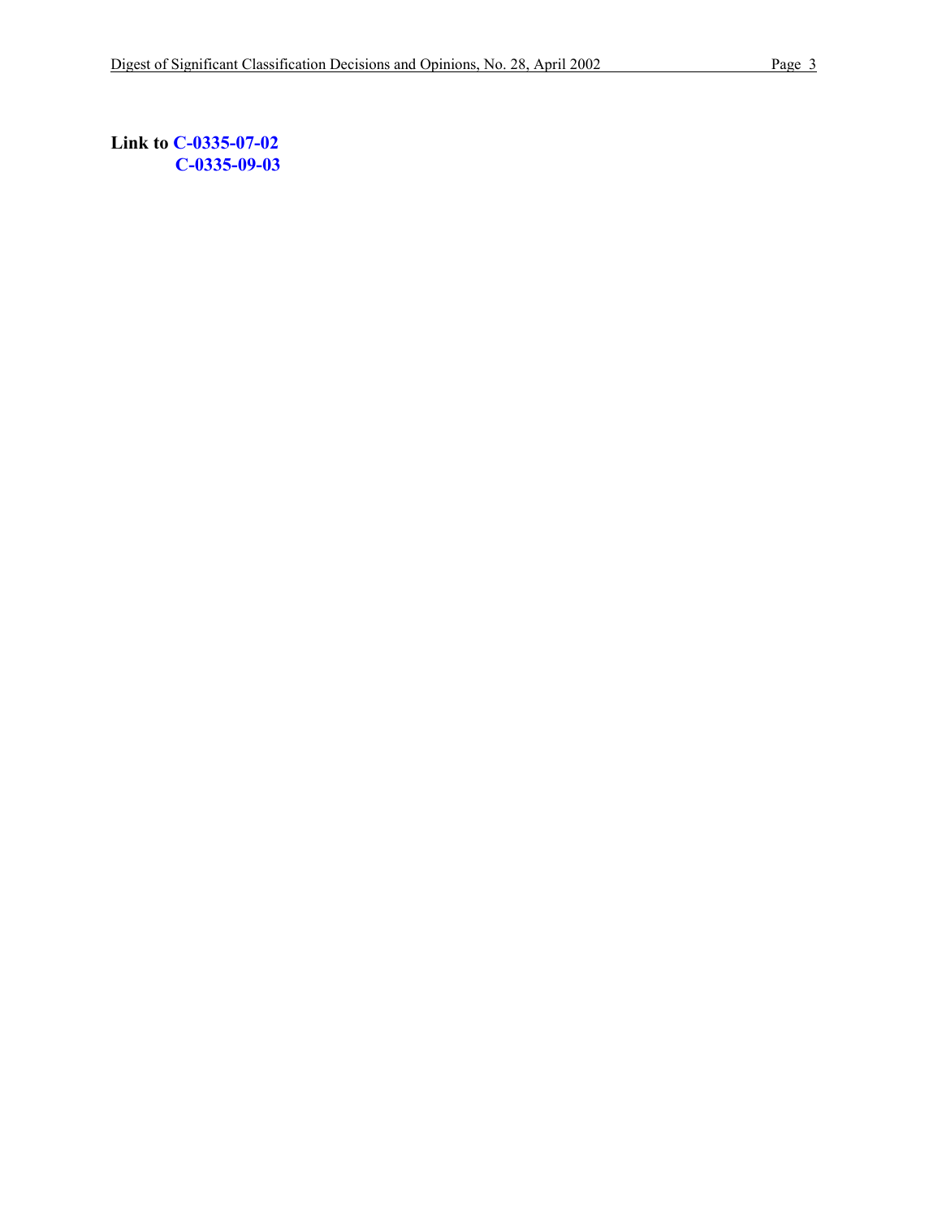**Link to C-0335-07-02**
**C-0335-09-03**